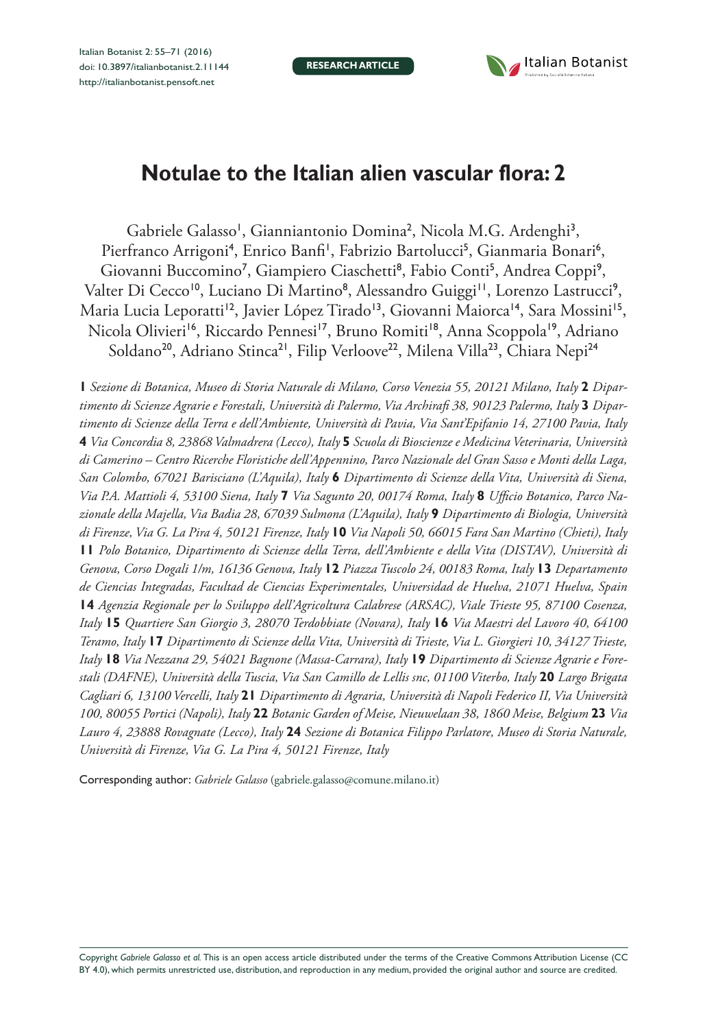**RESEARCH ARTICLE**

# Notulae to the Italian alien vascular flora: 2

Gabriele Galasso[1], Gianniantonio Domina[2], Nicola M.G. Ardenghi[3], Pierfranco Arrigoni[4], Enrico Banfi[1], Fabrizio Bartolucci[5], Gianmaria Bonari[6], Giovanni Buccomino[7], Giampiero Ciaschetti[8], Fabio Conti[5], Andrea Coppi[9], Valter Di Cecco[10], Luciano Di Martino[8], Alessandro Guiggi[11], Lorenzo Lastrucci[9], Maria Lucia Leporatti[12], Javier López Tirado[13], Giovanni Maiorca[14], Sara Mossini[15], Nicola Olivieri[16], Riccardo Pennesi[17], Bruno Romiti[18], Anna Scoppola[19], Adriano Soldano[20], Adriano Stinca[21], Filip Verloove[22], Milena Villa[23], Chiara Nepi[24]

**1** *Sezione di Botanica, Museo di Storia Naturale di Milano, Corso Venezia 55, 20121 Milano, Italy* **2** *Dipartimento di Scienze Agrarie e Forestali, Università di Palermo, Via Archirafi 38, 90123 Palermo, Italy* **3** *Dipartimento di Scienze della Terra e dell'Ambiente, Università di Pavia, Via Sant'Epifanio 14, 27100 Pavia, Italy* **4** *Via Concordia 8, 23868 Valmadrera (Lecco), Italy* **5** *Scuola di Bioscienze e Medicina Veterinaria, Università di Camerino – Centro Ricerche Floristiche dell'Appennino, Parco Nazionale del Gran Sasso e Monti della Laga, San Colombo, 67021 Barisciano (L'Aquila), Italy* **6** *Dipartimento di Scienze della Vita, Università di Siena, Via P.A. Mattioli 4, 53100 Siena, Italy* **7** *Via Sagunto 20, 00174 Roma, Italy* **8** *Ufficio Botanico, Parco Nazionale della Majella, Via Badia 28, 67039 Sulmona (L'Aquila), Italy* **9** *Dipartimento di Biologia, Università di Firenze, Via G. La Pira 4, 50121 Firenze, Italy* **10** *Via Napoli 50, 66015 Fara San Martino (Chieti), Italy* **11** *Polo Botanico, Dipartimento di Scienze della Terra, dell'Ambiente e della Vita (DISTAV), Università di Genova, Corso Dogali 1/m, 16136 Genova, Italy* **12** *Piazza Tuscolo 24, 00183 Roma, Italy* **13** *Departamento de Ciencias Integradas, Facultad de Ciencias Experimentales, Universidad de Huelva, 21071 Huelva, Spain* **14** *Agenzia Regionale per lo Sviluppo dell'Agricoltura Calabrese (ARSAC), Viale Trieste 95, 87100 Cosenza, Italy* **15** *Quartiere San Giorgio 3, 28070 Terdobbiate (Novara), Italy* **16** *Via Maestri del Lavoro 40, 64100 Teramo, Italy* **17** *Dipartimento di Scienze della Vita, Università di Trieste, Via L. Giorgieri 10, 34127 Trieste, Italy* **18** *Via Nezzana 29, 54021 Bagnone (Massa-Carrara), Italy* **19** *Dipartimento di Scienze Agrarie e Forestali (DAFNE), Università della Tuscia, Via San Camillo de Lellis snc, 01100 Viterbo, Italy* **20** *Largo Brigata Cagliari 6, 13100 Vercelli, Italy* **21** *Dipartimento di Agraria, Università di Napoli Federico II, Via Università 100, 80055 Portici (Napoli), Italy* **22** *Botanic Garden of Meise, Nieuwelaan 38, 1860 Meise, Belgium* **23** *Via Lauro 4, 23888 Rovagnate (Lecco), Italy* **24** *Sezione di Botanica Filippo Parlatore, Museo di Storia Naturale, Università di Firenze, Via G. La Pira 4, 50121 Firenze, Italy*

Corresponding author: *Gabriele Galasso* (gabriele.galasso@comune.milano.it)

Copyright *Gabriele Galasso et al.* This is an open access article distributed under the terms of the Creative Commons Attribution License (CC BY 4.0), which permits unrestricted use, distribution, and reproduction in any medium, provided the original author and source are credited.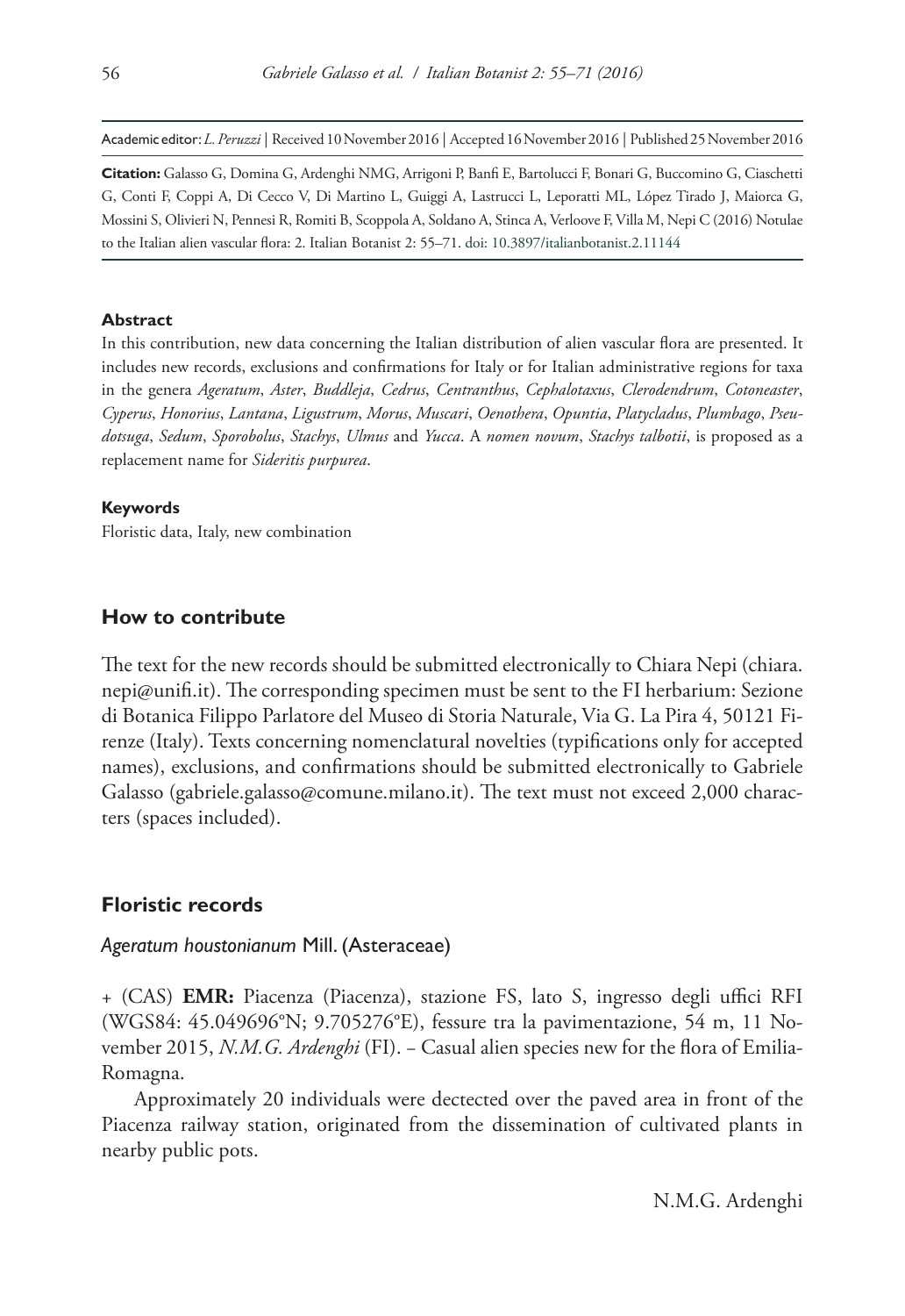Academic editor: *L. Peruzzi* | Received 10 November 2016 | Accepted 16 November 2016 | Published 25 November 2016

**Citation:** Galasso G, Domina G, Ardenghi NMG, Arrigoni P, Banfi E, Bartolucci F, Bonari G, Buccomino G, Ciaschetti G, Conti F, Coppi A, Di Cecco V, Di Martino L, Guiggi A, Lastrucci L, Leporatti ML, López Tirado J, Maiorca G, Mossini S, Olivieri N, Pennesi R, Romiti B, Scoppola A, Soldano A, Stinca A, Verloove F, Villa M, Nepi C (2016) Notulae to the Italian alien vascular flora: 2. Italian Botanist 2: 55–71. doi: 10.3897/italianbotanist.2.11144

#### Abstract

In this contribution, new data concerning the Italian distribution of alien vascular flora are presented. It includes new records, exclusions and confirmations for Italy or for Italian administrative regions for taxa in the genera *Ageratum*, *Aster*, *Buddleja*, *Cedrus*, *Centranthus*, *Cephalotaxus*, *Clerodendrum*, *Cotoneaster*, *Cyperus*, *Honorius*, *Lantana*, *Ligustrum*, *Morus*, *Muscari*, *Oenothera*, *Opuntia*, *Platycladus*, *Plumbago*, *Pseudotsuga*, *Sedum*, *Sporobolus*, *Stachys*, *Ulmus* and *Yucca*. A *nomen novum*, *Stachys talbotii*, is proposed as a replacement name for *Sideritis purpurea*.

#### Keywords

Floristic data, Italy, new combination

## How to contribute

The text for the new records should be submitted electronically to Chiara Nepi (chiara.nepi@unifi.it). The corresponding specimen must be sent to the FI herbarium: Sezione di Botanica Filippo Parlatore del Museo di Storia Naturale, Via G. La Pira 4, 50121 Firenze (Italy). Texts concerning nomenclatural novelties (typifications only for accepted names), exclusions, and confirmations should be submitted electronically to Gabriele Galasso (gabriele.galasso@comune.milano.it). The text must not exceed 2,000 characters (spaces included).

## Floristic records

### *Ageratum houstonianum* Mill. (Asteraceae)

+ (CAS) **EMR:** Piacenza (Piacenza), stazione FS, lato S, ingresso degli uffici RFI (WGS84: 45.049696°N; 9.705276°E), fessure tra la pavimentazione, 54 m, 11 November 2015, *N.M.G. Ardenghi* (FI). – Casual alien species new for the flora of Emilia-Romagna.

Approximately 20 individuals were dectected over the paved area in front of the Piacenza railway station, originated from the dissemination of cultivated plants in nearby public pots.

N.M.G. Ardenghi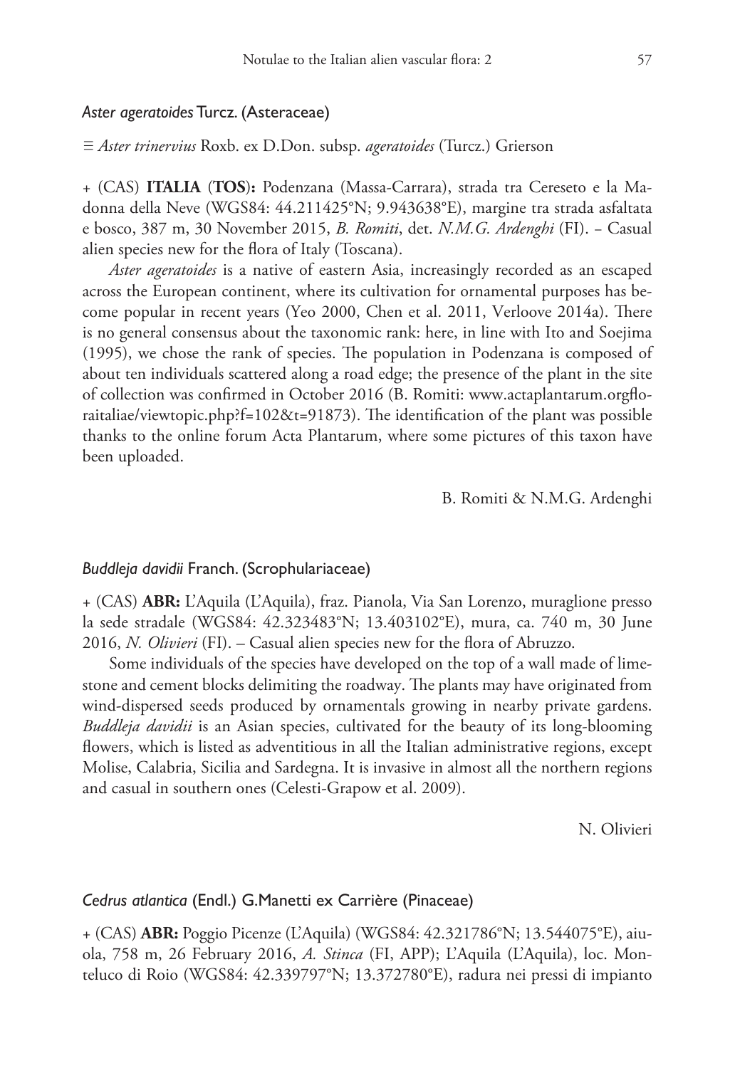### *Aster ageratoides* Turcz. (Asteraceae)

≡ *Aster trinervius* Roxb. ex D.Don. subsp. *ageratoides* (Turcz.) Grierson

+ (CAS) **ITALIA** (**TOS**)**:** Podenzana (Massa-Carrara), strada tra Cereseto e la Madonna della Neve (WGS84: 44.211425°N; 9.943638°E), margine tra strada asfaltata e bosco, 387 m, 30 November 2015, *B. Romiti*, det. *N.M.G. Ardenghi* (FI). – Casual alien species new for the flora of Italy (Toscana).

*Aster ageratoides* is a native of eastern Asia, increasingly recorded as an escaped across the European continent, where its cultivation for ornamental purposes has become popular in recent years (Yeo 2000, Chen et al. 2011, Verloove 2014a). There is no general consensus about the taxonomic rank: here, in line with Ito and Soejima (1995), we chose the rank of species. The population in Podenzana is composed of about ten individuals scattered along a road edge; the presence of the plant in the site of collection was confirmed in October 2016 (B. Romiti: www.actaplantarum.orgfloraitaliae/viewtopic.php?f=102&t=91873). The identification of the plant was possible thanks to the online forum Acta Plantarum, where some pictures of this taxon have been uploaded.

B. Romiti & N.M.G. Ardenghi

### *Buddleja davidii* Franch. (Scrophulariaceae)

+ (CAS) **ABR:** L'Aquila (L'Aquila), fraz. Pianola, Via San Lorenzo, muraglione presso la sede stradale (WGS84: 42.323483°N; 13.403102°E), mura, ca. 740 m, 30 June 2016, *N. Olivieri* (FI). – Casual alien species new for the flora of Abruzzo.

Some individuals of the species have developed on the top of a wall made of limestone and cement blocks delimiting the roadway. The plants may have originated from wind-dispersed seeds produced by ornamentals growing in nearby private gardens. *Buddleja davidii* is an Asian species, cultivated for the beauty of its long-blooming flowers, which is listed as adventitious in all the Italian administrative regions, except Molise, Calabria, Sicilia and Sardegna. It is invasive in almost all the northern regions and casual in southern ones (Celesti-Grapow et al. 2009).

N. Olivieri

### *Cedrus atlantica* (Endl.) G.Manetti ex Carrière (Pinaceae)

+ (CAS) **ABR:** Poggio Picenze (L'Aquila) (WGS84: 42.321786°N; 13.544075°E), aiuola, 758 m, 26 February 2016, *A. Stinca* (FI, APP); L'Aquila (L'Aquila), loc. Monteluco di Roio (WGS84: 42.339797°N; 13.372780°E), radura nei pressi di impianto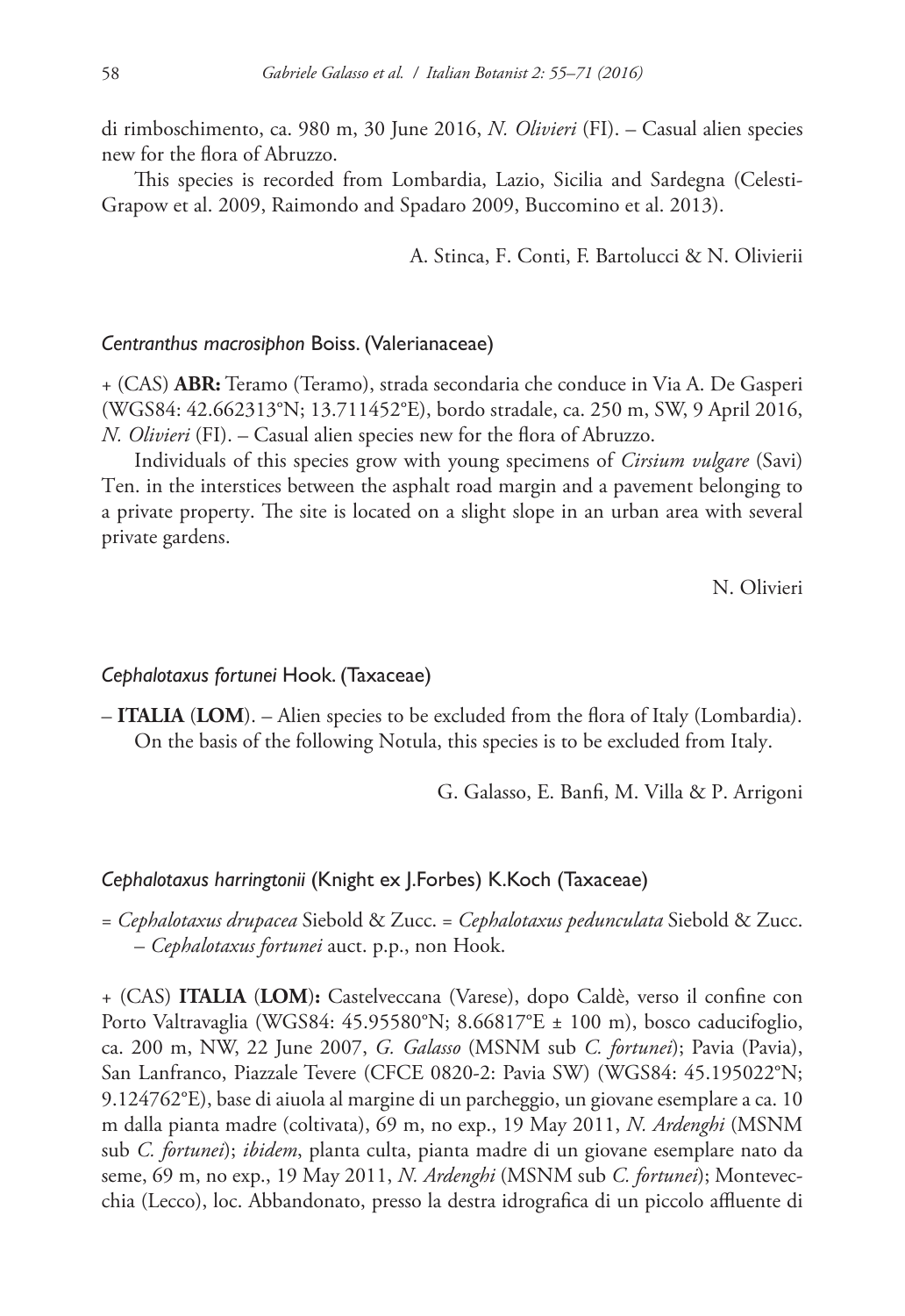di rimboschimento, ca. 980 m, 30 June 2016, *N. Olivieri* (FI). – Casual alien species new for the flora of Abruzzo.

This species is recorded from Lombardia, Lazio, Sicilia and Sardegna (Celesti-Grapow et al. 2009, Raimondo and Spadaro 2009, Buccomino et al. 2013).

A. Stinca, F. Conti, F. Bartolucci & N. Olivierii

### *Centranthus macrosiphon* Boiss. (Valerianaceae)

+ (CAS) **ABR:** Teramo (Teramo), strada secondaria che conduce in Via A. De Gasperi (WGS84: 42.662313°N; 13.711452°E), bordo stradale, ca. 250 m, SW, 9 April 2016, *N. Olivieri* (FI). – Casual alien species new for the flora of Abruzzo.

Individuals of this species grow with young specimens of *Cirsium vulgare* (Savi) Ten. in the interstices between the asphalt road margin and a pavement belonging to a private property. The site is located on a slight slope in an urban area with several private gardens.

N. Olivieri

### *Cephalotaxus fortunei* Hook. (Taxaceae)

– **ITALIA** (**LOM**). – Alien species to be excluded from the flora of Italy (Lombardia). On the basis of the following Notula, this species is to be excluded from Italy.

G. Galasso, E. Banfi, M. Villa & P. Arrigoni

### *Cephalotaxus harringtonii* (Knight ex J.Forbes) K.Koch (Taxaceae)

= *Cephalotaxus drupacea* Siebold & Zucc. = *Cephalotaxus pedunculata* Siebold & Zucc. – *Cephalotaxus fortunei* auct. p.p., non Hook.

+ (CAS) **ITALIA** (**LOM**)**:** Castelveccana (Varese), dopo Caldè, verso il confine con Porto Valtravaglia (WGS84: 45.95580°N; 8.66817°E ± 100 m), bosco caducifoglio, ca. 200 m, NW, 22 June 2007, *G. Galasso* (MSNM sub *C. fortunei*); Pavia (Pavia), San Lanfranco, Piazzale Tevere (CFCE 0820-2: Pavia SW) (WGS84: 45.195022°N; 9.124762°E), base di aiuola al margine di un parcheggio, un giovane esemplare a ca. 10 m dalla pianta madre (coltivata), 69 m, no exp., 19 May 2011, *N. Ardenghi* (MSNM sub *C. fortunei*); *ibidem*, planta culta, pianta madre di un giovane esemplare nato da seme, 69 m, no exp., 19 May 2011, *N. Ardenghi* (MSNM sub *C. fortunei*); Montevecchia (Lecco), loc. Abbandonato, presso la destra idrografica di un piccolo affluente di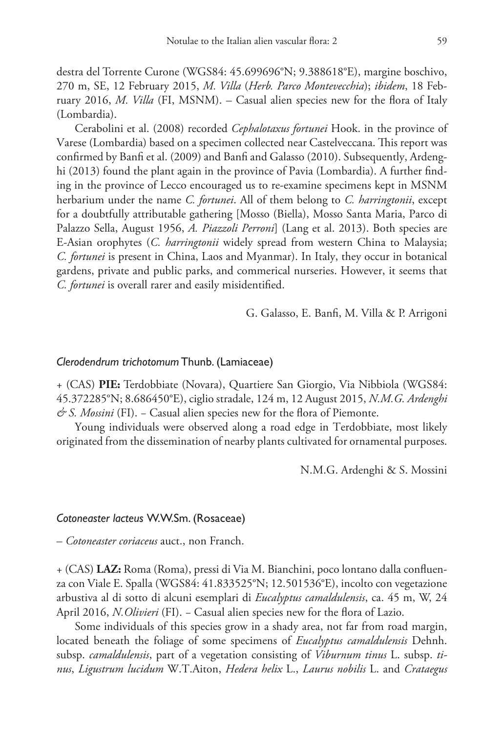destra del Torrente Curone (WGS84: 45.699696°N; 9.388618°E), margine boschivo, 270 m, SE, 12 February 2015, *M. Villa* (*Herb. Parco Montevecchia*); *ibidem*, 18 February 2016, *M. Villa* (FI, MSNM). – Casual alien species new for the flora of Italy (Lombardia).

Cerabolini et al. (2008) recorded *Cephalotaxus fortunei* Hook. in the province of Varese (Lombardia) based on a specimen collected near Castelveccana. This report was confirmed by Banfi et al. (2009) and Banfi and Galasso (2010). Subsequently, Ardenghi (2013) found the plant again in the province of Pavia (Lombardia). A further finding in the province of Lecco encouraged us to re-examine specimens kept in MSNM herbarium under the name *C. fortunei*. All of them belong to *C. harringtonii*, except for a doubtfully attributable gathering [Mosso (Biella), Mosso Santa Maria, Parco di Palazzo Sella, August 1956, *A. Piazzoli Perroni*] (Lang et al. 2013). Both species are E-Asian orophytes (*C. harringtonii* widely spread from western China to Malaysia; *C. fortunei* is present in China, Laos and Myanmar). In Italy, they occur in botanical gardens, private and public parks, and commerical nurseries. However, it seems that *C. fortunei* is overall rarer and easily misidentified.

G. Galasso, E. Banfi, M. Villa & P. Arrigoni

### *Clerodendrum trichotomum* Thunb. (Lamiaceae)

+ (CAS) **PIE:** Terdobbiate (Novara), Quartiere San Giorgio, Via Nibbiola (WGS84: 45.372285°N; 8.686450°E), ciglio stradale, 124 m, 12 August 2015, *N.M.G. Ardenghi & S. Mossini* (FI). – Casual alien species new for the flora of Piemonte.

Young individuals were observed along a road edge in Terdobbiate, most likely originated from the dissemination of nearby plants cultivated for ornamental purposes.

N.M.G. Ardenghi & S. Mossini

### *Cotoneaster lacteus* W.W.Sm. (Rosaceae)

– *Cotoneaster coriaceus* auct., non Franch.

+ (CAS) **LAZ:** Roma (Roma), pressi di Via M. Bianchini, poco lontano dalla confluenza con Viale E. Spalla (WGS84: 41.833525°N; 12.501536°E), incolto con vegetazione arbustiva al di sotto di alcuni esemplari di *Eucalyptus camaldulensis*, ca. 45 m, W, 24 April 2016, *N.Olivieri* (FI). – Casual alien species new for the flora of Lazio.

Some individuals of this species grow in a shady area, not far from road margin, located beneath the foliage of some specimens of *Eucalyptus camaldulensis* Dehnh. subsp. *camaldulensis*, part of a vegetation consisting of *Viburnum tinus* L. subsp. *tinus*, *Ligustrum lucidum* W.T.Aiton, *Hedera helix* L., *Laurus nobilis* L. and *Crataegus*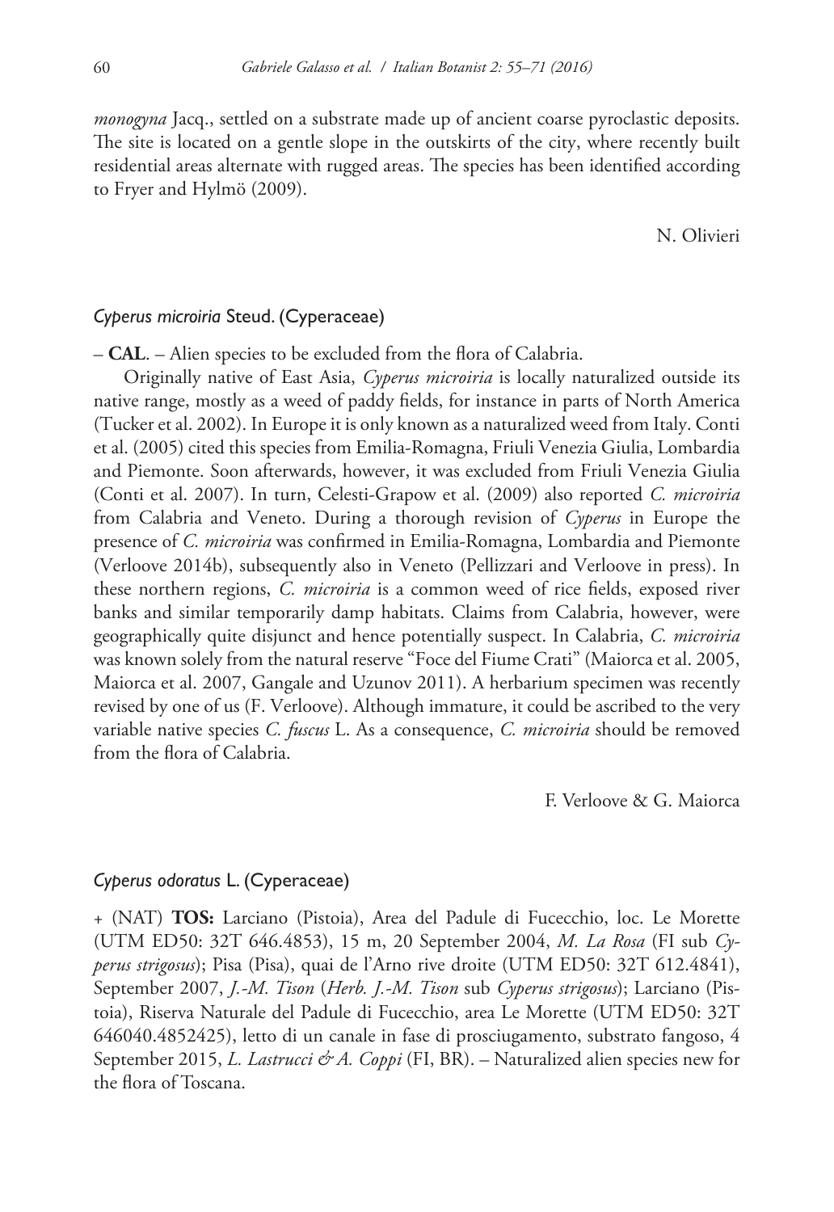*monogyna* Jacq., settled on a substrate made up of ancient coarse pyroclastic deposits. The site is located on a gentle slope in the outskirts of the city, where recently built residential areas alternate with rugged areas. The species has been identified according to Fryer and Hylmö (2009).

N. Olivieri

### *Cyperus microiria* Steud. (Cyperaceae)

– **CAL**. – Alien species to be excluded from the flora of Calabria.

Originally native of East Asia, *Cyperus microiria* is locally naturalized outside its native range, mostly as a weed of paddy fields, for instance in parts of North America (Tucker et al. 2002). In Europe it is only known as a naturalized weed from Italy. Conti et al. (2005) cited this species from Emilia-Romagna, Friuli Venezia Giulia, Lombardia and Piemonte. Soon afterwards, however, it was excluded from Friuli Venezia Giulia (Conti et al. 2007). In turn, Celesti-Grapow et al. (2009) also reported *C. microiria* from Calabria and Veneto. During a thorough revision of *Cyperus* in Europe the presence of *C. microiria* was confirmed in Emilia-Romagna, Lombardia and Piemonte (Verloove 2014b), subsequently also in Veneto (Pellizzari and Verloove in press). In these northern regions, *C. microiria* is a common weed of rice fields, exposed river banks and similar temporarily damp habitats. Claims from Calabria, however, were geographically quite disjunct and hence potentially suspect. In Calabria, *C. microiria* was known solely from the natural reserve "Foce del Fiume Crati" (Maiorca et al. 2005, Maiorca et al. 2007, Gangale and Uzunov 2011). A herbarium specimen was recently revised by one of us (F. Verloove). Although immature, it could be ascribed to the very variable native species *C. fuscus* L. As a consequence, *C. microiria* should be removed from the flora of Calabria.

F. Verloove & G. Maiorca

### *Cyperus odoratus* L. (Cyperaceae)

+ (NAT) **TOS:** Larciano (Pistoia), Area del Padule di Fucecchio, loc. Le Morette (UTM ED50: 32T 646.4853), 15 m, 20 September 2004, *M. La Rosa* (FI sub *Cyperus strigosus*); Pisa (Pisa), quai de l'Arno rive droite (UTM ED50: 32T 612.4841), September 2007, *J.-M. Tison* (*Herb. J.-M. Tison* sub *Cyperus strigosus*); Larciano (Pistoia), Riserva Naturale del Padule di Fucecchio, area Le Morette (UTM ED50: 32T 646040.4852425), letto di un canale in fase di prosciugamento, substrato fangoso, 4 September 2015, *L. Lastrucci & A. Coppi* (FI, BR). – Naturalized alien species new for the flora of Toscana.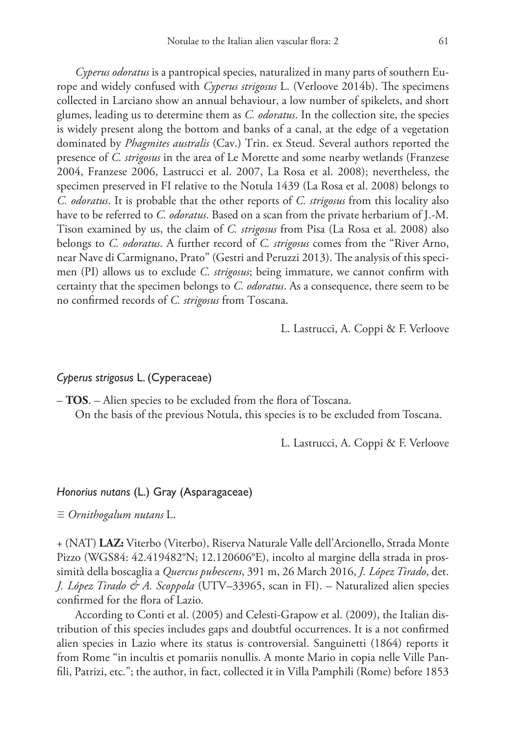*Cyperus odoratus* is a pantropical species, naturalized in many parts of southern Europe and widely confused with *Cyperus strigosus* L. (Verloove 2014b). The specimens collected in Larciano show an annual behaviour, a low number of spikelets, and short glumes, leading us to determine them as *C. odoratus*. In the collection site, the species is widely present along the bottom and banks of a canal, at the edge of a vegetation dominated by *Phagmites australis* (Cav.) Trin. ex Steud. Several authors reported the presence of *C. strigosus* in the area of Le Morette and some nearby wetlands (Franzese 2004, Franzese 2006, Lastrucci et al. 2007, La Rosa et al. 2008); nevertheless, the specimen preserved in FI relative to the Notula 1439 (La Rosa et al. 2008) belongs to *C. odoratus*. It is probable that the other reports of *C. strigosus* from this locality also have to be referred to *C. odoratus*. Based on a scan from the private herbarium of J.-M. Tison examined by us, the claim of *C. strigosus* from Pisa (La Rosa et al. 2008) also belongs to *C. odoratus*. A further record of *C. strigosus* comes from the "River Arno, near Nave di Carmignano, Prato" (Gestri and Peruzzi 2013). The analysis of this specimen (PI) allows us to exclude *C. strigosus*; being immature, we cannot confirm with certainty that the specimen belongs to *C. odoratus*. As a consequence, there seem to be no confirmed records of *C. strigosus* from Toscana.

L. Lastrucci, A. Coppi & F. Verloove

### *Cyperus strigosus* L. (Cyperaceae)

– **TOS**. – Alien species to be excluded from the flora of Toscana.

On the basis of the previous Notula, this species is to be excluded from Toscana.

L. Lastrucci, A. Coppi & F. Verloove

### *Honorius nutans* (L.) Gray (Asparagaceae)

≡ *Ornithogalum nutans* L.

+ (NAT) **LAZ:** Viterbo (Viterbo), Riserva Naturale Valle dell'Arcionello, Strada Monte Pizzo (WGS84: 42.419482°N; 12.120606°E), incolto al margine della strada in prossimità della boscaglia a *Quercus pubescens*, 391 m, 26 March 2016, *J. López Tirado*, det. *J. López Tirado & A. Scoppola* (UTV–33965, scan in FI). – Naturalized alien species confirmed for the flora of Lazio.

According to Conti et al. (2005) and Celesti-Grapow et al. (2009), the Italian distribution of this species includes gaps and doubtful occurrences. It is a not confirmed alien species in Lazio where its status is controversial. Sanguinetti (1864) reports it from Rome "in incultis et pomariis nonullis. A monte Mario in copia nelle Ville Panfili, Patrizi, etc."; the author, in fact, collected it in Villa Pamphili (Rome) before 1853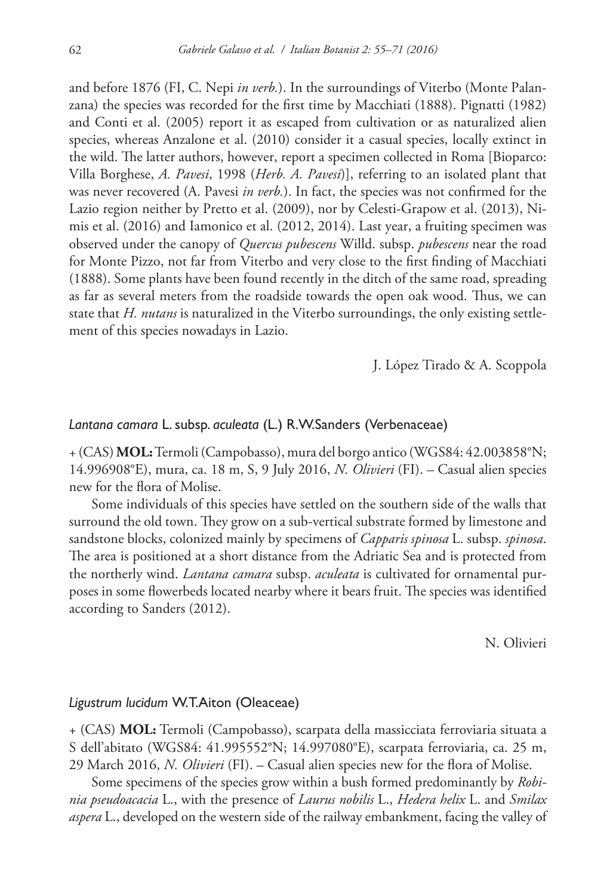and before 1876 (FI, C. Nepi *in verb.*). In the surroundings of Viterbo (Monte Palanzana) the species was recorded for the first time by Macchiati (1888). Pignatti (1982) and Conti et al. (2005) report it as escaped from cultivation or as naturalized alien species, whereas Anzalone et al. (2010) consider it a casual species, locally extinct in the wild. The latter authors, however, report a specimen collected in Roma [Bioparco: Villa Borghese, *A. Pavesi*, 1998 (*Herb. A. Pavesi*)], referring to an isolated plant that was never recovered (A. Pavesi *in verb.*). In fact, the species was not confirmed for the Lazio region neither by Pretto et al. (2009), nor by Celesti-Grapow et al. (2013), Nimis et al. (2016) and Iamonico et al. (2012, 2014). Last year, a fruiting specimen was observed under the canopy of *Quercus pubescens* Willd. subsp. *pubescens* near the road for Monte Pizzo, not far from Viterbo and very close to the first finding of Macchiati (1888). Some plants have been found recently in the ditch of the same road, spreading as far as several meters from the roadside towards the open oak wood. Thus, we can state that *H. nutans* is naturalized in the Viterbo surroundings, the only existing settlement of this species nowadays in Lazio.

J. López Tirado & A. Scoppola

### *Lantana camara* L. subsp. *aculeata* (L.) R.W.Sanders (Verbenaceae)

+ (CAS) **MOL:** Termoli (Campobasso), mura del borgo antico (WGS84: 42.003858°N; 14.996908°E), mura, ca. 18 m, S, 9 July 2016, *N. Olivieri* (FI). – Casual alien species new for the flora of Molise.

Some individuals of this species have settled on the southern side of the walls that surround the old town. They grow on a sub-vertical substrate formed by limestone and sandstone blocks, colonized mainly by specimens of *Capparis spinosa* L. subsp. *spinosa*. The area is positioned at a short distance from the Adriatic Sea and is protected from the northerly wind. *Lantana camara* subsp. *aculeata* is cultivated for ornamental purposes in some flowerbeds located nearby where it bears fruit. The species was identified according to Sanders (2012).

N. Olivieri

### *Ligustrum lucidum* W.T.Aiton (Oleaceae)

+ (CAS) **MOL:** Termoli (Campobasso), scarpata della massicciata ferroviaria situata a S dell'abitato (WGS84: 41.995552°N; 14.997080°E), scarpata ferroviaria, ca. 25 m, 29 March 2016, *N. Olivieri* (FI). – Casual alien species new for the flora of Molise.

Some specimens of the species grow within a bush formed predominantly by *Robinia pseudoacacia* L., with the presence of *Laurus nobilis* L., *Hedera helix* L. and *Smilax aspera* L., developed on the western side of the railway embankment, facing the valley of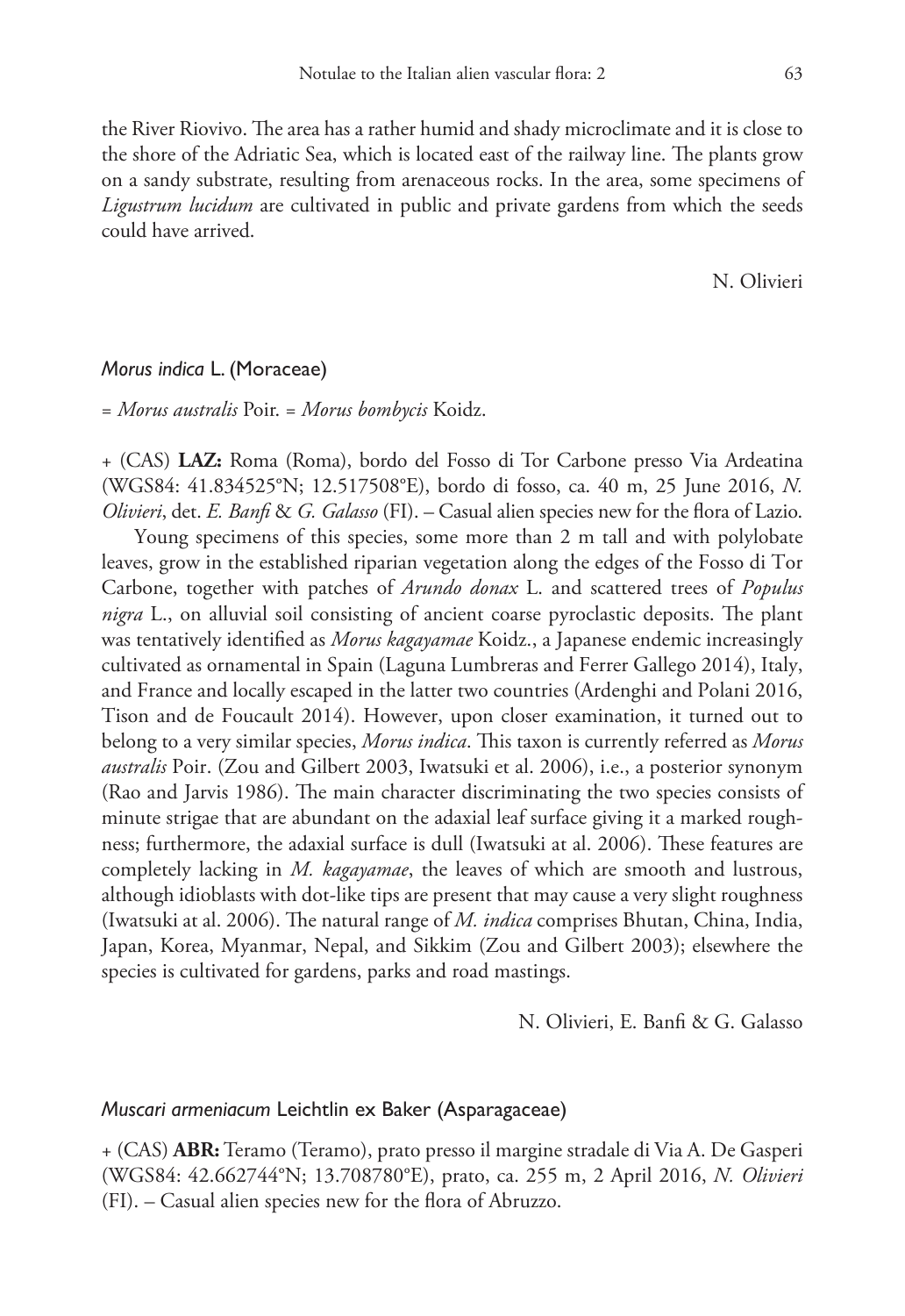the River Riovivo. The area has a rather humid and shady microclimate and it is close to the shore of the Adriatic Sea, which is located east of the railway line. The plants grow on a sandy substrate, resulting from arenaceous rocks. In the area, some specimens of *Ligustrum lucidum* are cultivated in public and private gardens from which the seeds could have arrived.

N. Olivieri

### *Morus indica* L. (Moraceae)

= *Morus australis* Poir. = *Morus bombycis* Koidz.

+ (CAS) **LAZ:** Roma (Roma), bordo del Fosso di Tor Carbone presso Via Ardeatina (WGS84: 41.834525°N; 12.517508°E), bordo di fosso, ca. 40 m, 25 June 2016, *N. Olivieri*, det. *E. Banfi* & *G. Galasso* (FI). – Casual alien species new for the flora of Lazio.

Young specimens of this species, some more than 2 m tall and with polylobate leaves, grow in the established riparian vegetation along the edges of the Fosso di Tor Carbone, together with patches of *Arundo donax* L. and scattered trees of *Populus nigra* L., on alluvial soil consisting of ancient coarse pyroclastic deposits. The plant was tentatively identified as *Morus kagayamae* Koidz., a Japanese endemic increasingly cultivated as ornamental in Spain (Laguna Lumbreras and Ferrer Gallego 2014), Italy, and France and locally escaped in the latter two countries (Ardenghi and Polani 2016, Tison and de Foucault 2014). However, upon closer examination, it turned out to belong to a very similar species, *Morus indica*. This taxon is currently referred as *Morus australis* Poir. (Zou and Gilbert 2003, Iwatsuki et al. 2006), i.e., a posterior synonym (Rao and Jarvis 1986). The main character discriminating the two species consists of minute strigae that are abundant on the adaxial leaf surface giving it a marked roughness; furthermore, the adaxial surface is dull (Iwatsuki at al. 2006). These features are completely lacking in *M. kagayamae*, the leaves of which are smooth and lustrous, although idioblasts with dot-like tips are present that may cause a very slight roughness (Iwatsuki at al. 2006). The natural range of *M. indica* comprises Bhutan, China, India, Japan, Korea, Myanmar, Nepal, and Sikkim (Zou and Gilbert 2003); elsewhere the species is cultivated for gardens, parks and road mastings.

N. Olivieri, E. Banfi & G. Galasso

### *Muscari armeniacum* Leichtlin ex Baker (Asparagaceae)

+ (CAS) **ABR:** Teramo (Teramo), prato presso il margine stradale di Via A. De Gasperi (WGS84: 42.662744°N; 13.708780°E), prato, ca. 255 m, 2 April 2016, *N. Olivieri* (FI). – Casual alien species new for the flora of Abruzzo.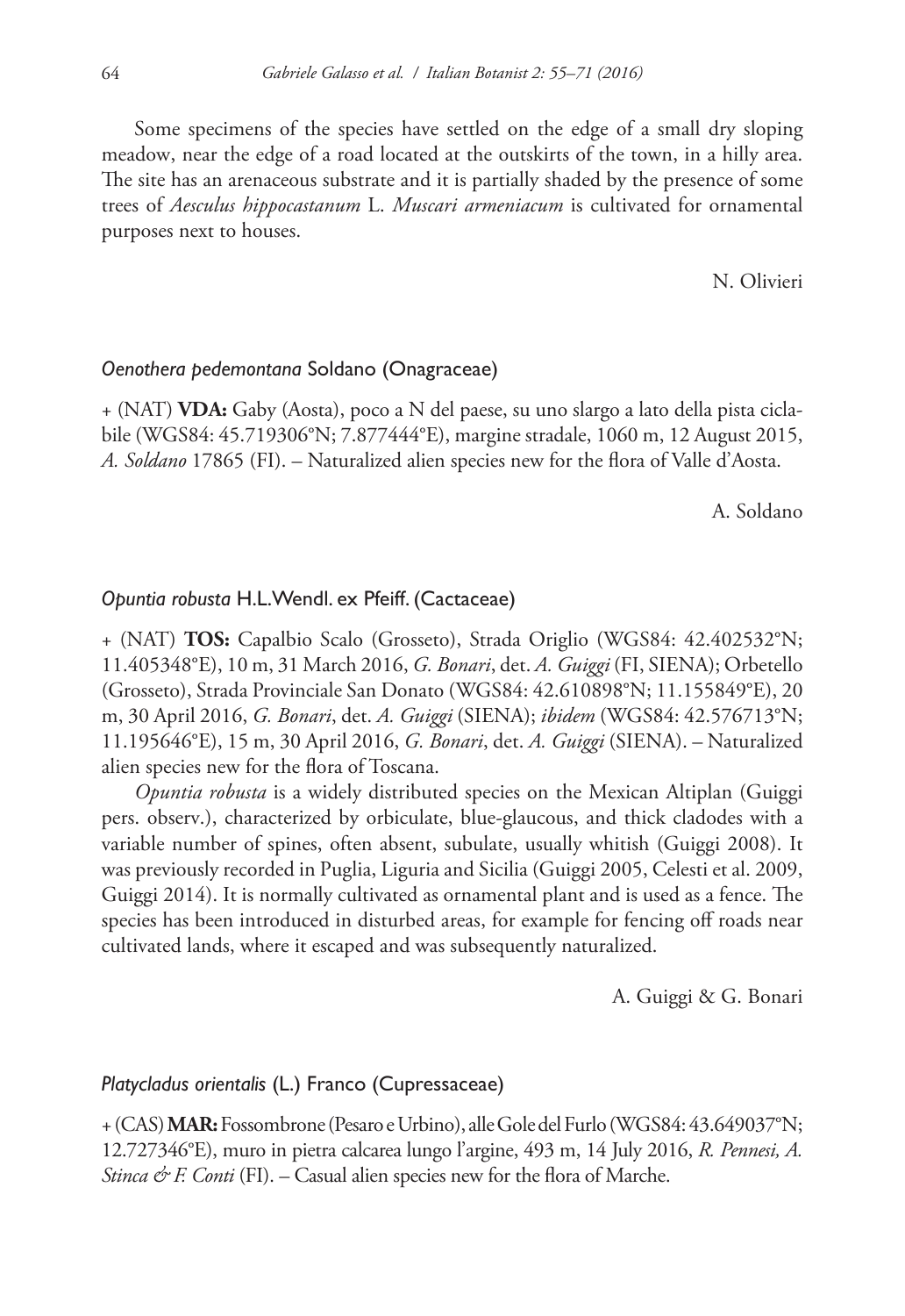Some specimens of the species have settled on the edge of a small dry sloping meadow, near the edge of a road located at the outskirts of the town, in a hilly area. The site has an arenaceous substrate and it is partially shaded by the presence of some trees of *Aesculus hippocastanum* L. *Muscari armeniacum* is cultivated for ornamental purposes next to houses.

N. Olivieri

### *Oenothera pedemontana* Soldano (Onagraceae)

+ (NAT) **VDA:** Gaby (Aosta), poco a N del paese, su uno slargo a lato della pista ciclabile (WGS84: 45.719306°N; 7.877444°E), margine stradale, 1060 m, 12 August 2015, *A. Soldano* 17865 (FI). – Naturalized alien species new for the flora of Valle d'Aosta.

A. Soldano

### *Opuntia robusta* H.L.Wendl. ex Pfeiff. (Cactaceae)

+ (NAT) **TOS:** Capalbio Scalo (Grosseto), Strada Origlio (WGS84: 42.402532°N; 11.405348°E), 10 m, 31 March 2016, *G. Bonari*, det. *A. Guiggi* (FI, SIENA); Orbetello (Grosseto), Strada Provinciale San Donato (WGS84: 42.610898°N; 11.155849°E), 20 m, 30 April 2016, *G. Bonari*, det. *A. Guiggi* (SIENA); *ibidem* (WGS84: 42.576713°N; 11.195646°E), 15 m, 30 April 2016, *G. Bonari*, det. *A. Guiggi* (SIENA). – Naturalized alien species new for the flora of Toscana.

*Opuntia robusta* is a widely distributed species on the Mexican Altiplan (Guiggi pers. observ.), characterized by orbiculate, blue-glaucous, and thick cladodes with a variable number of spines, often absent, subulate, usually whitish (Guiggi 2008). It was previously recorded in Puglia, Liguria and Sicilia (Guiggi 2005, Celesti et al. 2009, Guiggi 2014). It is normally cultivated as ornamental plant and is used as a fence. The species has been introduced in disturbed areas, for example for fencing off roads near cultivated lands, where it escaped and was subsequently naturalized.

A. Guiggi & G. Bonari

### *Platycladus orientalis* (L.) Franco (Cupressaceae)

+ (CAS) **MAR:** Fossombrone (Pesaro e Urbino), alle Gole del Furlo (WGS84: 43.649037°N; 12.727346°E), muro in pietra calcarea lungo l'argine, 493 m, 14 July 2016, *R. Pennesi, A. Stinca & F. Conti* (FI). – Casual alien species new for the flora of Marche.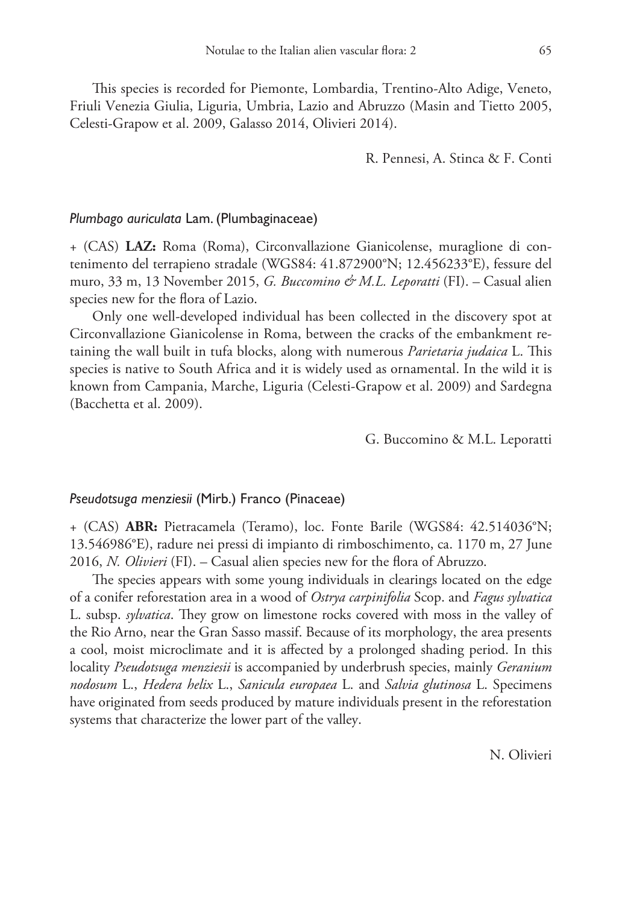This species is recorded for Piemonte, Lombardia, Trentino-Alto Adige, Veneto, Friuli Venezia Giulia, Liguria, Umbria, Lazio and Abruzzo (Masin and Tietto 2005, Celesti-Grapow et al. 2009, Galasso 2014, Olivieri 2014).

R. Pennesi, A. Stinca & F. Conti

### *Plumbago auriculata* Lam. (Plumbaginaceae)

+ (CAS) **LAZ:** Roma (Roma), Circonvallazione Gianicolense, muraglione di contenimento del terrapieno stradale (WGS84: 41.872900°N; 12.456233°E), fessure del muro, 33 m, 13 November 2015, *G. Buccomino & M.L. Leporatti* (FI). – Casual alien species new for the flora of Lazio.

Only one well-developed individual has been collected in the discovery spot at Circonvallazione Gianicolense in Roma, between the cracks of the embankment retaining the wall built in tufa blocks, along with numerous *Parietaria judaica* L. This species is native to South Africa and it is widely used as ornamental. In the wild it is known from Campania, Marche, Liguria (Celesti-Grapow et al. 2009) and Sardegna (Bacchetta et al. 2009).

G. Buccomino & M.L. Leporatti

### *Pseudotsuga menziesii* (Mirb.) Franco (Pinaceae)

+ (CAS) **ABR:** Pietracamela (Teramo), loc. Fonte Barile (WGS84: 42.514036°N; 13.546986°E), radure nei pressi di impianto di rimboschimento, ca. 1170 m, 27 June 2016, *N. Olivieri* (FI). – Casual alien species new for the flora of Abruzzo.

The species appears with some young individuals in clearings located on the edge of a conifer reforestation area in a wood of *Ostrya carpinifolia* Scop. and *Fagus sylvatica* L. subsp. *sylvatica*. They grow on limestone rocks covered with moss in the valley of the Rio Arno, near the Gran Sasso massif. Because of its morphology, the area presents a cool, moist microclimate and it is affected by a prolonged shading period. In this locality *Pseudotsuga menziesii* is accompanied by underbrush species, mainly *Geranium nodosum* L., *Hedera helix* L., *Sanicula europaea* L. and *Salvia glutinosa* L. Specimens have originated from seeds produced by mature individuals present in the reforestation systems that characterize the lower part of the valley.

N. Olivieri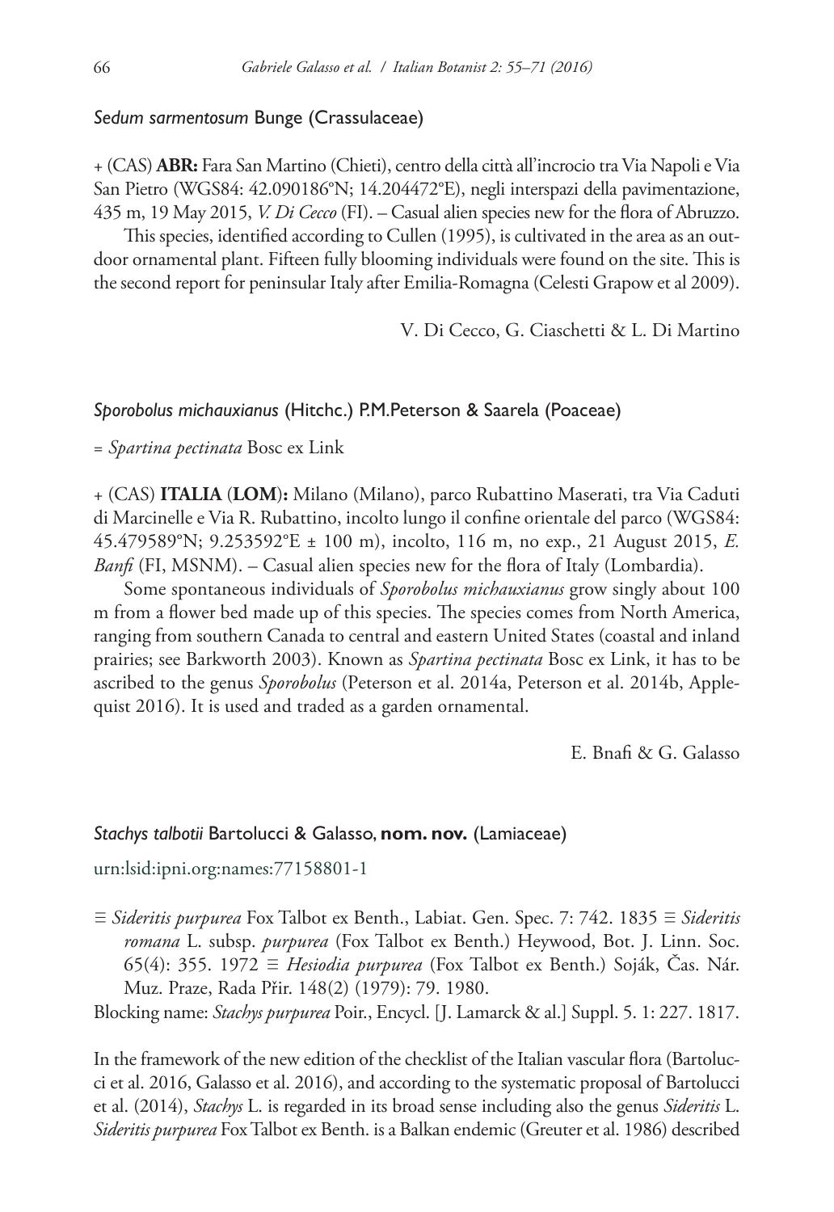### *Sedum sarmentosum* Bunge (Crassulaceae)

+ (CAS) **ABR:** Fara San Martino (Chieti), centro della città all'incrocio tra Via Napoli e Via San Pietro (WGS84: 42.090186°N; 14.204472°E), negli interspazi della pavimentazione, 435 m, 19 May 2015, *V. Di Cecco* (FI). – Casual alien species new for the flora of Abruzzo.

This species, identified according to Cullen (1995), is cultivated in the area as an outdoor ornamental plant. Fifteen fully blooming individuals were found on the site. This is the second report for peninsular Italy after Emilia-Romagna (Celesti Grapow et al 2009).

V. Di Cecco, G. Ciaschetti & L. Di Martino

### *Sporobolus michauxianus* (Hitchc.) P.M.Peterson & Saarela (Poaceae)

= *Spartina pectinata* Bosc ex Link

+ (CAS) **ITALIA** (**LOM**)**:** Milano (Milano), parco Rubattino Maserati, tra Via Caduti di Marcinelle e Via R. Rubattino, incolto lungo il confine orientale del parco (WGS84: 45.479589°N; 9.253592°E ± 100 m), incolto, 116 m, no exp., 21 August 2015, *E. Banfi* (FI, MSNM). – Casual alien species new for the flora of Italy (Lombardia).

Some spontaneous individuals of *Sporobolus michauxianus* grow singly about 100 m from a flower bed made up of this species. The species comes from North America, ranging from southern Canada to central and eastern United States (coastal and inland prairies; see Barkworth 2003). Known as *Spartina pectinata* Bosc ex Link, it has to be ascribed to the genus *Sporobolus* (Peterson et al. 2014a, Peterson et al. 2014b, Applequist 2016). It is used and traded as a garden ornamental.

E. Bnafi & G. Galasso

### *Stachys talbotii* Bartolucci & Galasso, **nom. nov.** (Lamiaceae)

urn:lsid:ipni.org:names:77158801-1

≡ *Sideritis purpurea* Fox Talbot ex Benth., Labiat. Gen. Spec. 7: 742. 1835 ≡ *Sideritis romana* L. subsp. *purpurea* (Fox Talbot ex Benth.) Heywood, Bot. J. Linn. Soc. 65(4): 355. 1972 ≡ *Hesiodia purpurea* (Fox Talbot ex Benth.) Soják, Čas. Nár. Muz. Praze, Rada Přir. 148(2) (1979): 79. 1980.

Blocking name: *Stachys purpurea* Poir., Encycl. [J. Lamarck & al.] Suppl. 5. 1: 227. 1817.

In the framework of the new edition of the checklist of the Italian vascular flora (Bartolucci et al. 2016, Galasso et al. 2016), and according to the systematic proposal of Bartolucci et al. (2014), *Stachys* L. is regarded in its broad sense including also the genus *Sideritis* L. *Sideritis purpurea* Fox Talbot ex Benth. is a Balkan endemic (Greuter et al. 1986) described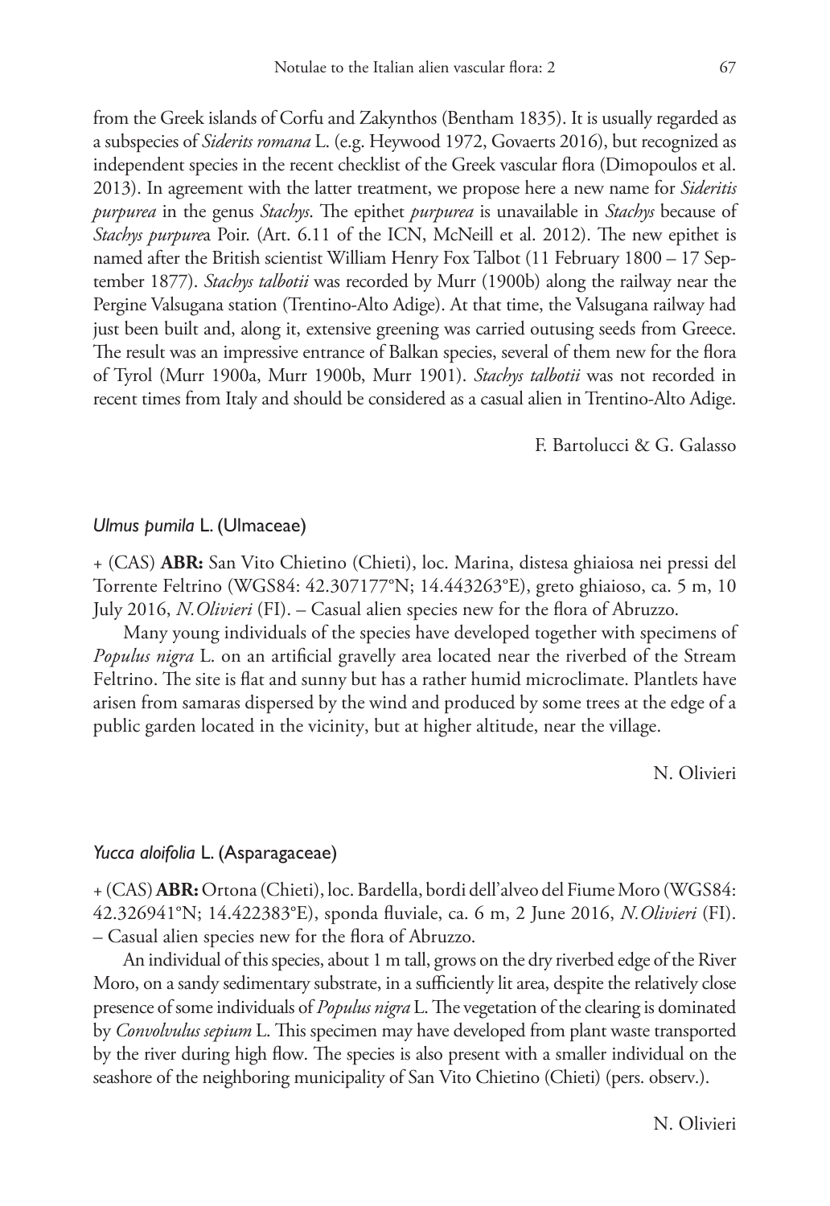from the Greek islands of Corfu and Zakynthos (Bentham 1835). It is usually regarded as a subspecies of *Siderits romana* L. (e.g. Heywood 1972, Govaerts 2016), but recognized as independent species in the recent checklist of the Greek vascular flora (Dimopoulos et al. 2013). In agreement with the latter treatment, we propose here a new name for *Sideritis purpurea* in the genus *Stachys*. The epithet *purpurea* is unavailable in *Stachys* because of *Stachys purpure*a Poir. (Art. 6.11 of the ICN, McNeill et al. 2012). The new epithet is named after the British scientist William Henry Fox Talbot (11 February 1800 – 17 September 1877). *Stachys talbotii* was recorded by Murr (1900b) along the railway near the Pergine Valsugana station (Trentino-Alto Adige). At that time, the Valsugana railway had just been built and, along it, extensive greening was carried outusing seeds from Greece. The result was an impressive entrance of Balkan species, several of them new for the flora of Tyrol (Murr 1900a, Murr 1900b, Murr 1901). *Stachys talbotii* was not recorded in recent times from Italy and should be considered as a casual alien in Trentino-Alto Adige.

F. Bartolucci & G. Galasso

### *Ulmus pumila* L. (Ulmaceae)

+ (CAS) **ABR:** San Vito Chietino (Chieti), loc. Marina, distesa ghiaiosa nei pressi del Torrente Feltrino (WGS84: 42.307177°N; 14.443263°E), greto ghiaioso, ca. 5 m, 10 July 2016, *N.Olivieri* (FI). – Casual alien species new for the flora of Abruzzo.

Many young individuals of the species have developed together with specimens of *Populus nigra* L. on an artificial gravelly area located near the riverbed of the Stream Feltrino. The site is flat and sunny but has a rather humid microclimate. Plantlets have arisen from samaras dispersed by the wind and produced by some trees at the edge of a public garden located in the vicinity, but at higher altitude, near the village.

N. Olivieri

### *Yucca aloifolia* L. (Asparagaceae)

+ (CAS) **ABR:** Ortona (Chieti), loc. Bardella, bordi dell'alveo del Fiume Moro (WGS84: 42.326941°N; 14.422383°E), sponda fluviale, ca. 6 m, 2 June 2016, *N.Olivieri* (FI). – Casual alien species new for the flora of Abruzzo.

An individual of this species, about 1 m tall, grows on the dry riverbed edge of the River Moro, on a sandy sedimentary substrate, in a sufficiently lit area, despite the relatively close presence of some individuals of *Populus nigra* L. The vegetation of the clearing is dominated by *Convolvulus sepium* L. This specimen may have developed from plant waste transported by the river during high flow. The species is also present with a smaller individual on the seashore of the neighboring municipality of San Vito Chietino (Chieti) (pers. observ.).

N. Olivieri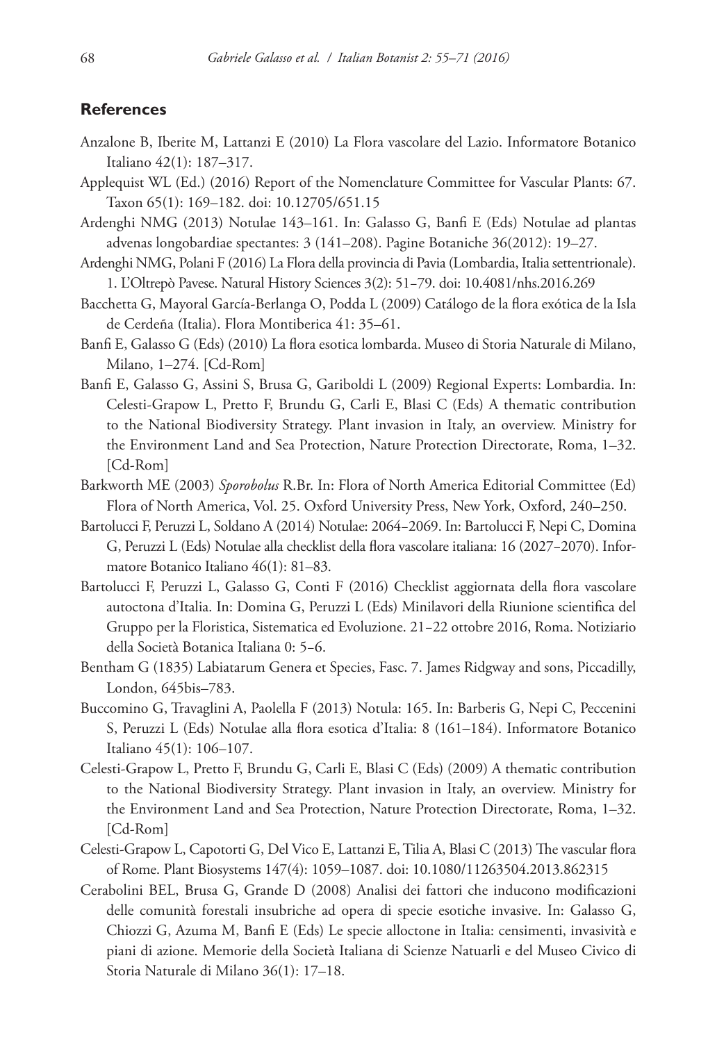## References

Anzalone B, Iberite M, Lattanzi E (2010) La Flora vascolare del Lazio. Informatore Botanico Italiano 42(1): 187–317.

Applequist WL (Ed.) (2016) Report of the Nomenclature Committee for Vascular Plants: 67. Taxon 65(1): 169–182. doi: 10.12705/651.15

Ardenghi NMG (2013) Notulae 143–161. In: Galasso G, Banfi E (Eds) Notulae ad plantas advenas longobardiae spectantes: 3 (141–208). Pagine Botaniche 36(2012): 19–27.

Ardenghi NMG, Polani F (2016) La Flora della provincia di Pavia (Lombardia, Italia settentrionale). 1. L'Oltrepò Pavese. Natural History Sciences 3(2): 51–79. doi: 10.4081/nhs.2016.269

Bacchetta G, Mayoral García-Berlanga O, Podda L (2009) Catálogo de la flora exótica de la Isla de Cerdeña (Italia). Flora Montiberica 41: 35–61.

Banfi E, Galasso G (Eds) (2010) La flora esotica lombarda. Museo di Storia Naturale di Milano, Milano, 1–274. [Cd-Rom]

Banfi E, Galasso G, Assini S, Brusa G, Gariboldi L (2009) Regional Experts: Lombardia. In: Celesti-Grapow L, Pretto F, Brundu G, Carli E, Blasi C (Eds) A thematic contribution to the National Biodiversity Strategy. Plant invasion in Italy, an overview. Ministry for the Environment Land and Sea Protection, Nature Protection Directorate, Roma, 1–32. [Cd-Rom]

Barkworth ME (2003) *Sporobolus* R.Br. In: Flora of North America Editorial Committee (Ed) Flora of North America, Vol. 25. Oxford University Press, New York, Oxford, 240–250.

Bartolucci F, Peruzzi L, Soldano A (2014) Notulae: 2064–2069. In: Bartolucci F, Nepi C, Domina G, Peruzzi L (Eds) Notulae alla checklist della flora vascolare italiana: 16 (2027–2070). Informatore Botanico Italiano 46(1): 81–83.

Bartolucci F, Peruzzi L, Galasso G, Conti F (2016) Checklist aggiornata della flora vascolare autoctona d'Italia. In: Domina G, Peruzzi L (Eds) Minilavori della Riunione scientifica del Gruppo per la Floristica, Sistematica ed Evoluzione. 21–22 ottobre 2016, Roma. Notiziario della Società Botanica Italiana 0: 5–6.

Bentham G (1835) Labiatarum Genera et Species, Fasc. 7. James Ridgway and sons, Piccadilly, London, 645bis–783.

Buccomino G, Travaglini A, Paolella F (2013) Notula: 165. In: Barberis G, Nepi C, Peccenini S, Peruzzi L (Eds) Notulae alla flora esotica d'Italia: 8 (161–184). Informatore Botanico Italiano 45(1): 106–107.

Celesti-Grapow L, Pretto F, Brundu G, Carli E, Blasi C (Eds) (2009) A thematic contribution to the National Biodiversity Strategy. Plant invasion in Italy, an overview. Ministry for the Environment Land and Sea Protection, Nature Protection Directorate, Roma, 1–32. [Cd-Rom]

Celesti-Grapow L, Capotorti G, Del Vico E, Lattanzi E, Tilia A, Blasi C (2013) The vascular flora of Rome. Plant Biosystems 147(4): 1059–1087. doi: 10.1080/11263504.2013.862315

Cerabolini BEL, Brusa G, Grande D (2008) Analisi dei fattori che inducono modificazioni delle comunità forestali insubriche ad opera di specie esotiche invasive. In: Galasso G, Chiozzi G, Azuma M, Banfi E (Eds) Le specie alloctone in Italia: censimenti, invasività e piani di azione. Memorie della Società Italiana di Scienze Natuarli e del Museo Civico di Storia Naturale di Milano 36(1): 17–18.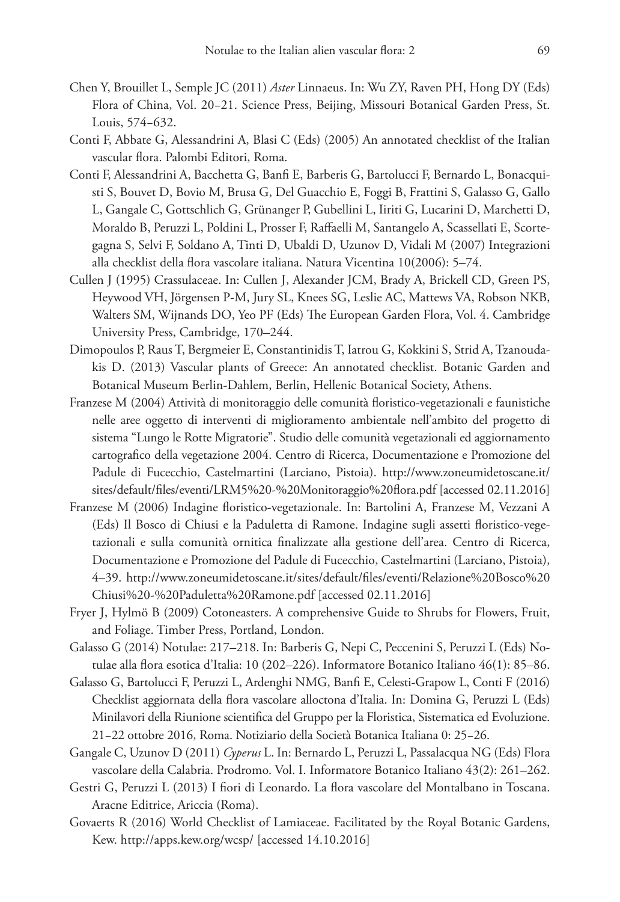Chen Y, Brouillet L, Semple JC (2011) *Aster* Linnaeus. In: Wu ZY, Raven PH, Hong DY (Eds) Flora of China, Vol. 20–21. Science Press, Beijing, Missouri Botanical Garden Press, St. Louis, 574–632.

Conti F, Abbate G, Alessandrini A, Blasi C (Eds) (2005) An annotated checklist of the Italian vascular flora. Palombi Editori, Roma.

Conti F, Alessandrini A, Bacchetta G, Banfi E, Barberis G, Bartolucci F, Bernardo L, Bonacquisti S, Bouvet D, Bovio M, Brusa G, Del Guacchio E, Foggi B, Frattini S, Galasso G, Gallo L, Gangale C, Gottschlich G, Grünanger P, Gubellini L, Iiriti G, Lucarini D, Marchetti D, Moraldo B, Peruzzi L, Poldini L, Prosser F, Raffaelli M, Santangelo A, Scassellati E, Scortegagna S, Selvi F, Soldano A, Tinti D, Ubaldi D, Uzunov D, Vidali M (2007) Integrazioni alla checklist della flora vascolare italiana. Natura Vicentina 10(2006): 5–74.

Cullen J (1995) Crassulaceae. In: Cullen J, Alexander JCM, Brady A, Brickell CD, Green PS, Heywood VH, Jörgensen P-M, Jury SL, Knees SG, Leslie AC, Mattews VA, Robson NKB, Walters SM, Wijnands DO, Yeo PF (Eds) The European Garden Flora, Vol. 4. Cambridge University Press, Cambridge, 170–244.

Dimopoulos P, Raus T, Bergmeier E, Constantinidis T, Iatrou G, Kokkini S, Strid A, Tzanoudakis D. (2013) Vascular plants of Greece: An annotated checklist. Botanic Garden and Botanical Museum Berlin-Dahlem, Berlin, Hellenic Botanical Society, Athens.

Franzese M (2004) Attività di monitoraggio delle comunità floristico-vegetazionali e faunistiche nelle aree oggetto di interventi di miglioramento ambientale nell'ambito del progetto di sistema "Lungo le Rotte Migratorie". Studio delle comunità vegetazionali ed aggiornamento cartografico della vegetazione 2004. Centro di Ricerca, Documentazione e Promozione del Padule di Fucecchio, Castelmartini (Larciano, Pistoia). http://www.zoneumidetoscane.it/sites/default/files/eventi/LRM5%20-%20Monitoraggio%20flora.pdf [accessed 02.11.2016]

Franzese M (2006) Indagine floristico-vegetazionale. In: Bartolini A, Franzese M, Vezzani A (Eds) Il Bosco di Chiusi e la Paduletta di Ramone. Indagine sugli assetti floristico-vegetazionali e sulla comunità ornitica finalizzate alla gestione dell'area. Centro di Ricerca, Documentazione e Promozione del Padule di Fucecchio, Castelmartini (Larciano, Pistoia), 4–39. http://www.zoneumidetoscane.it/sites/default/files/eventi/Relazione%20Bosco%20Chiusi%20-%20Paduletta%20Ramone.pdf [accessed 02.11.2016]

Fryer J, Hylmö B (2009) Cotoneasters. A comprehensive Guide to Shrubs for Flowers, Fruit, and Foliage. Timber Press, Portland, London.

Galasso G (2014) Notulae: 217–218. In: Barberis G, Nepi C, Peccenini S, Peruzzi L (Eds) Notulae alla flora esotica d'Italia: 10 (202–226). Informatore Botanico Italiano 46(1): 85–86.

Galasso G, Bartolucci F, Peruzzi L, Ardenghi NMG, Banfi E, Celesti-Grapow L, Conti F (2016) Checklist aggiornata della flora vascolare alloctona d'Italia. In: Domina G, Peruzzi L (Eds) Minilavori della Riunione scientifica del Gruppo per la Floristica, Sistematica ed Evoluzione. 21–22 ottobre 2016, Roma. Notiziario della Società Botanica Italiana 0: 25–26.

Gangale C, Uzunov D (2011) *Cyperus* L. In: Bernardo L, Peruzzi L, Passalacqua NG (Eds) Flora vascolare della Calabria. Prodromo. Vol. I. Informatore Botanico Italiano 43(2): 261–262.

Gestri G, Peruzzi L (2013) I fiori di Leonardo. La flora vascolare del Montalbano in Toscana. Aracne Editrice, Ariccia (Roma).

Govaerts R (2016) World Checklist of Lamiaceae. Facilitated by the Royal Botanic Gardens, Kew. http://apps.kew.org/wcsp/ [accessed 14.10.2016]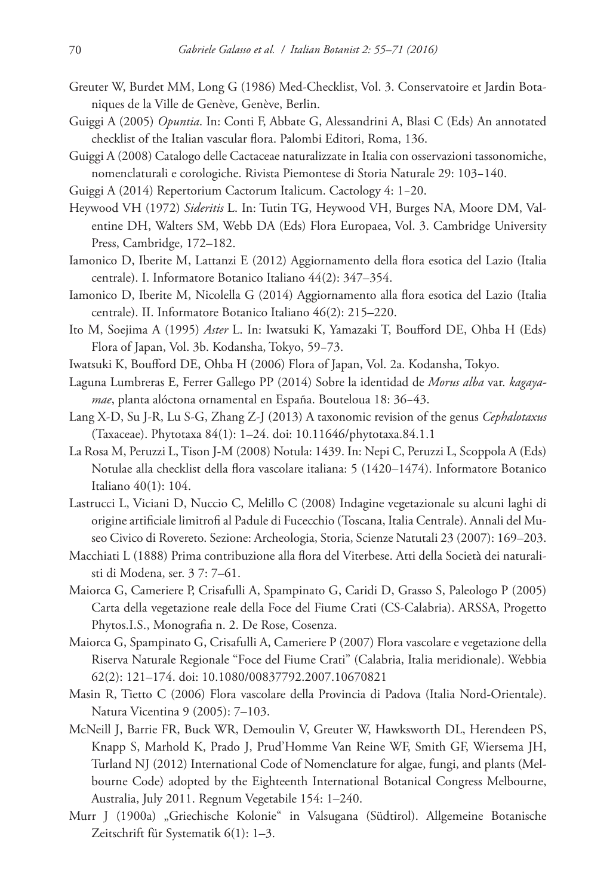Greuter W, Burdet MM, Long G (1986) Med-Checklist, Vol. 3. Conservatoire et Jardin Botaniques de la Ville de Genève, Genève, Berlin.

Guiggi A (2005) *Opuntia*. In: Conti F, Abbate G, Alessandrini A, Blasi C (Eds) An annotated checklist of the Italian vascular flora. Palombi Editori, Roma, 136.

Guiggi A (2008) Catalogo delle Cactaceae naturalizzate in Italia con osservazioni tassonomiche, nomenclaturali e corologiche. Rivista Piemontese di Storia Naturale 29: 103–140.

Guiggi A (2014) Repertorium Cactorum Italicum. Cactology 4: 1–20.

Heywood VH (1972) *Sideritis* L. In: Tutin TG, Heywood VH, Burges NA, Moore DM, Valentine DH, Walters SM, Webb DA (Eds) Flora Europaea, Vol. 3. Cambridge University Press, Cambridge, 172–182.

Iamonico D, Iberite M, Lattanzi E (2012) Aggiornamento della flora esotica del Lazio (Italia centrale). I. Informatore Botanico Italiano 44(2): 347–354.

Iamonico D, Iberite M, Nicolella G (2014) Aggiornamento alla flora esotica del Lazio (Italia centrale). II. Informatore Botanico Italiano 46(2): 215–220.

Ito M, Soejima A (1995) *Aster* L. In: Iwatsuki K, Yamazaki T, Boufford DE, Ohba H (Eds) Flora of Japan, Vol. 3b. Kodansha, Tokyo, 59–73.

Iwatsuki K, Boufford DE, Ohba H (2006) Flora of Japan, Vol. 2a. Kodansha, Tokyo.

Laguna Lumbreras E, Ferrer Gallego PP (2014) Sobre la identidad de *Morus alba* var. *kagayamae*, planta alóctona ornamental en España. Bouteloua 18: 36–43.

Lang X-D, Su J-R, Lu S-G, Zhang Z-J (2013) A taxonomic revision of the genus *Cephalotaxus* (Taxaceae). Phytotaxa 84(1): 1–24. doi: 10.11646/phytotaxa.84.1.1

La Rosa M, Peruzzi L, Tison J-M (2008) Notula: 1439. In: Nepi C, Peruzzi L, Scoppola A (Eds) Notulae alla checklist della flora vascolare italiana: 5 (1420–1474). Informatore Botanico Italiano 40(1): 104.

Lastrucci L, Viciani D, Nuccio C, Melillo C (2008) Indagine vegetazionale su alcuni laghi di origine artificiale limitrofi al Padule di Fucecchio (Toscana, Italia Centrale). Annali del Museo Civico di Rovereto. Sezione: Archeologia, Storia, Scienze Natutali 23 (2007): 169–203.

Macchiati L (1888) Prima contribuzione alla flora del Viterbese. Atti della Società dei naturalisti di Modena, ser. 3 7: 7–61.

Maiorca G, Cameriere P, Crisafulli A, Spampinato G, Caridi D, Grasso S, Paleologo P (2005) Carta della vegetazione reale della Foce del Fiume Crati (CS-Calabria). ARSSA, Progetto Phytos.I.S., Monografia n. 2. De Rose, Cosenza.

Maiorca G, Spampinato G, Crisafulli A, Cameriere P (2007) Flora vascolare e vegetazione della Riserva Naturale Regionale "Foce del Fiume Crati" (Calabria, Italia meridionale). Webbia 62(2): 121–174. doi: 10.1080/00837792.2007.10670821

Masin R, Tietto C (2006) Flora vascolare della Provincia di Padova (Italia Nord-Orientale). Natura Vicentina 9 (2005): 7–103.

McNeill J, Barrie FR, Buck WR, Demoulin V, Greuter W, Hawksworth DL, Herendeen PS, Knapp S, Marhold K, Prado J, Prud'Homme Van Reine WF, Smith GF, Wiersema JH, Turland NJ (2012) International Code of Nomenclature for algae, fungi, and plants (Melbourne Code) adopted by the Eighteenth International Botanical Congress Melbourne, Australia, July 2011. Regnum Vegetabile 154: 1–240.

Murr J (1900a) „Griechische Kolonie" in Valsugana (Südtirol). Allgemeine Botanische Zeitschrift für Systematik 6(1): 1–3.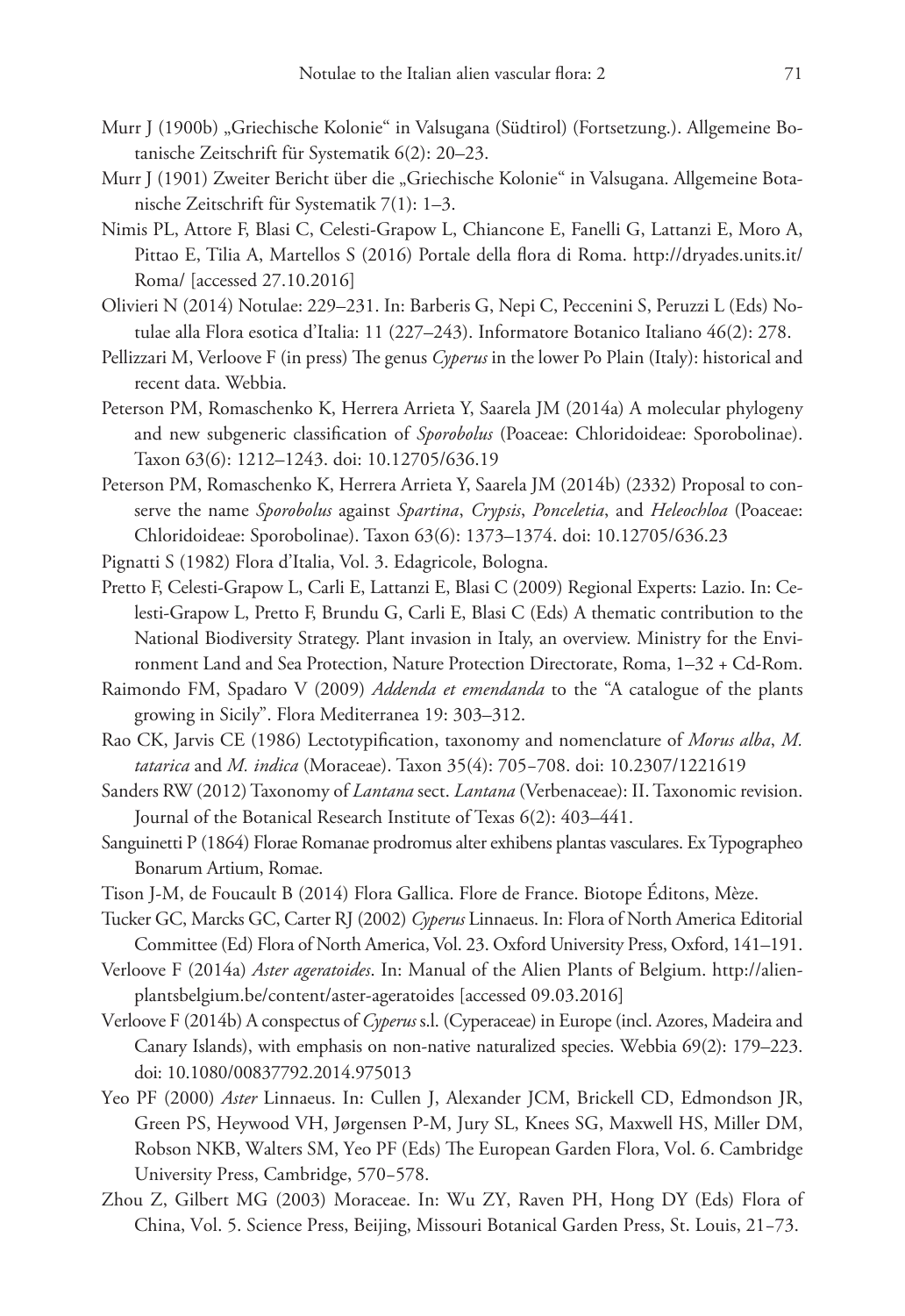Murr J (1900b) „Griechische Kolonie" in Valsugana (Südtirol) (Fortsetzung.). Allgemeine Botanische Zeitschrift für Systematik 6(2): 20–23.

Murr J (1901) Zweiter Bericht über die „Griechische Kolonie" in Valsugana. Allgemeine Botanische Zeitschrift für Systematik 7(1): 1–3.

Nimis PL, Attore F, Blasi C, Celesti-Grapow L, Chiancone E, Fanelli G, Lattanzi E, Moro A, Pittao E, Tilia A, Martellos S (2016) Portale della flora di Roma. http://dryades.units.it/Roma/ [accessed 27.10.2016]

Olivieri N (2014) Notulae: 229–231. In: Barberis G, Nepi C, Peccenini S, Peruzzi L (Eds) Notulae alla Flora esotica d'Italia: 11 (227–243). Informatore Botanico Italiano 46(2): 278.

Pellizzari M, Verloove F (in press) The genus *Cyperus* in the lower Po Plain (Italy): historical and recent data. Webbia.

Peterson PM, Romaschenko K, Herrera Arrieta Y, Saarela JM (2014a) A molecular phylogeny and new subgeneric classification of *Sporobolus* (Poaceae: Chloridoideae: Sporobolinae). Taxon 63(6): 1212–1243. doi: 10.12705/636.19

Peterson PM, Romaschenko K, Herrera Arrieta Y, Saarela JM (2014b) (2332) Proposal to conserve the name *Sporobolus* against *Spartina*, *Crypsis*, *Ponceletia*, and *Heleochloa* (Poaceae: Chloridoideae: Sporobolinae). Taxon 63(6): 1373–1374. doi: 10.12705/636.23

Pignatti S (1982) Flora d'Italia, Vol. 3. Edagricole, Bologna.

Pretto F, Celesti-Grapow L, Carli E, Lattanzi E, Blasi C (2009) Regional Experts: Lazio. In: Celesti-Grapow L, Pretto F, Brundu G, Carli E, Blasi C (Eds) A thematic contribution to the National Biodiversity Strategy. Plant invasion in Italy, an overview. Ministry for the Environment Land and Sea Protection, Nature Protection Directorate, Roma, 1–32 + Cd-Rom.

Raimondo FM, Spadaro V (2009) *Addenda et emendanda* to the "A catalogue of the plants growing in Sicily". Flora Mediterranea 19: 303–312.

Rao CK, Jarvis CE (1986) Lectotypification, taxonomy and nomenclature of *Morus alba*, *M. tatarica* and *M. indica* (Moraceae). Taxon 35(4): 705–708. doi: 10.2307/1221619

Sanders RW (2012) Taxonomy of *Lantana* sect. *Lantana* (Verbenaceae): II. Taxonomic revision. Journal of the Botanical Research Institute of Texas 6(2): 403–441.

Sanguinetti P (1864) Florae Romanae prodromus alter exhibens plantas vasculares. Ex Typographeo Bonarum Artium, Romae.

Tison J-M, de Foucault B (2014) Flora Gallica. Flore de France. Biotope Éditons, Mèze.

Tucker GC, Marcks GC, Carter RJ (2002) *Cyperus* Linnaeus. In: Flora of North America Editorial Committee (Ed) Flora of North America, Vol. 23. Oxford University Press, Oxford, 141–191.

Verloove F (2014a) *Aster ageratoides*. In: Manual of the Alien Plants of Belgium. http://alienplantsbelgium.be/content/aster-ageratoides [accessed 09.03.2016]

Verloove F (2014b) A conspectus of *Cyperus* s.l. (Cyperaceae) in Europe (incl. Azores, Madeira and Canary Islands), with emphasis on non-native naturalized species. Webbia 69(2): 179–223. doi: 10.1080/00837792.2014.975013

Yeo PF (2000) *Aster* Linnaeus. In: Cullen J, Alexander JCM, Brickell CD, Edmondson JR, Green PS, Heywood VH, Jørgensen P-M, Jury SL, Knees SG, Maxwell HS, Miller DM, Robson NKB, Walters SM, Yeo PF (Eds) The European Garden Flora, Vol. 6. Cambridge University Press, Cambridge, 570–578.

Zhou Z, Gilbert MG (2003) Moraceae. In: Wu ZY, Raven PH, Hong DY (Eds) Flora of China, Vol. 5. Science Press, Beijing, Missouri Botanical Garden Press, St. Louis, 21–73.